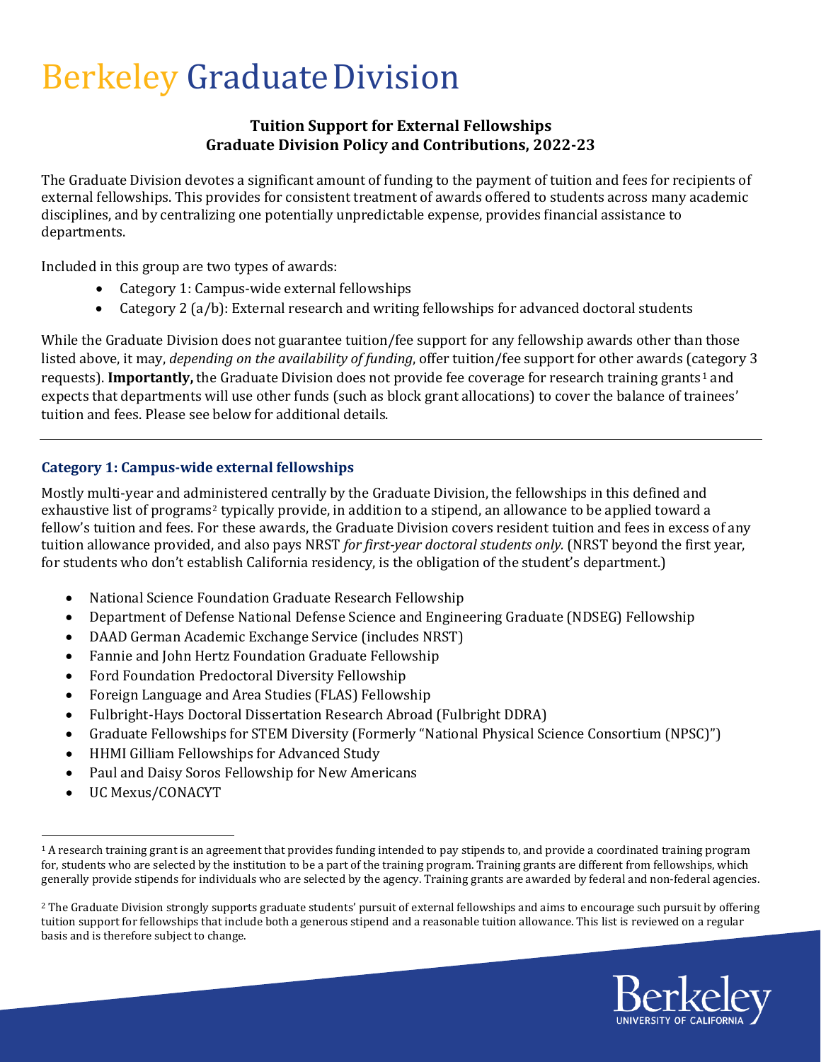# Berkeley Graduate Division

**Tuition Support for External Fellowships**
**Graduate Division Policy and Contributions, 2022-23**

The Graduate Division devotes a significant amount of funding to the payment of tuition and fees for recipients of external fellowships. This provides for consistent treatment of awards offered to students across many academic disciplines, and by centralizing one potentially unpredictable expense, provides financial assistance to departments.

Included in this group are two types of awards:

- Category 1: Campus-wide external fellowships
- Category 2 (a/b): External research and writing fellowships for advanced doctoral students

While the Graduate Division does not guarantee tuition/fee support for any fellowship awards other than those listed above, it may, *depending on the availability of funding*, offer tuition/fee support for other awards (category 3 requests). **Importantly,** the Graduate Division does not provide fee coverage for research training grants[1] and expects that departments will use other funds (such as block grant allocations) to cover the balance of trainees' tuition and fees. Please see below for additional details.

---

### Category 1: Campus-wide external fellowships

Mostly multi-year and administered centrally by the Graduate Division, the fellowships in this defined and exhaustive list of programs[2] typically provide, in addition to a stipend, an allowance to be applied toward a fellow's tuition and fees. For these awards, the Graduate Division covers resident tuition and fees in excess of any tuition allowance provided, and also pays NRST *for first-year doctoral students only.* (NRST beyond the first year, for students who don't establish California residency, is the obligation of the student's department.)

- National Science Foundation Graduate Research Fellowship
- Department of Defense National Defense Science and Engineering Graduate (NDSEG) Fellowship
- DAAD German Academic Exchange Service (includes NRST)
- Fannie and John Hertz Foundation Graduate Fellowship
- Ford Foundation Predoctoral Diversity Fellowship
- Foreign Language and Area Studies (FLAS) Fellowship
- Fulbright-Hays Doctoral Dissertation Research Abroad (Fulbright DDRA)
- Graduate Fellowships for STEM Diversity (Formerly "National Physical Science Consortium (NPSC)")
- HHMI Gilliam Fellowships for Advanced Study
- Paul and Daisy Soros Fellowship for New Americans
- UC Mexus/CONACYT

---

[1] A research training grant is an agreement that provides funding intended to pay stipends to, and provide a coordinated training program for, students who are selected by the institution to be a part of the training program. Training grants are different from fellowships, which generally provide stipends for individuals who are selected by the agency. Training grants are awarded by federal and non-federal agencies.

[2] The Graduate Division strongly supports graduate students' pursuit of external fellowships and aims to encourage such pursuit by offering tuition support for fellowships that include both a generous stipend and a reasonable tuition allowance. This list is reviewed on a regular basis and is therefore subject to change.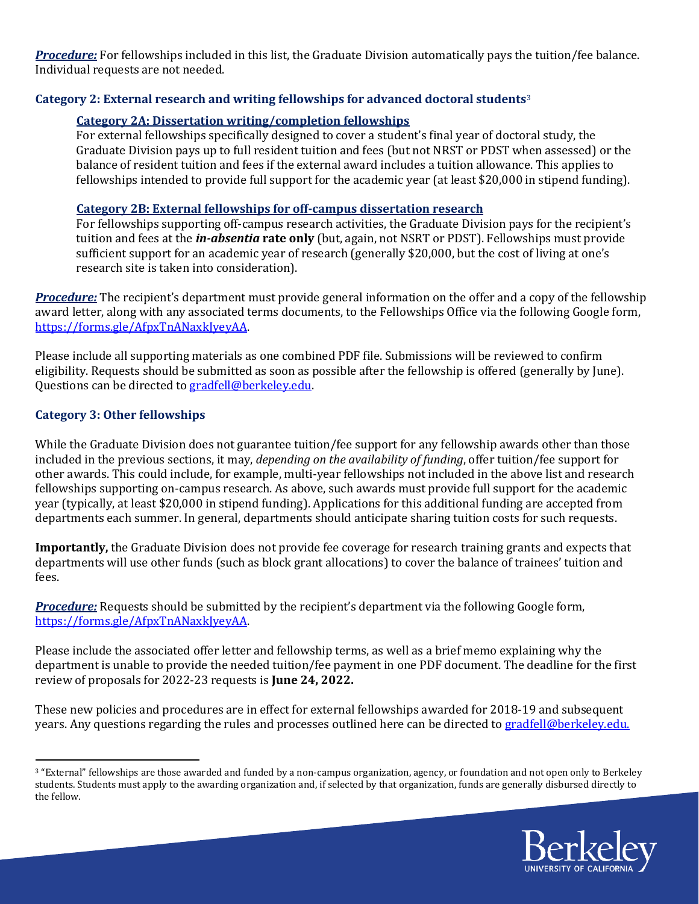***Procedure:*** For fellowships included in this list, the Graduate Division automatically pays the tuition/fee balance. Individual requests are not needed.

### Category 2: External research and writing fellowships for advanced doctoral students[3]

#### Category 2A: Dissertation writing/completion fellowships

For external fellowships specifically designed to cover a student's final year of doctoral study, the Graduate Division pays up to full resident tuition and fees (but not NRST or PDST when assessed) or the balance of resident tuition and fees if the external award includes a tuition allowance. This applies to fellowships intended to provide full support for the academic year (at least $20,000 in stipend funding).

#### Category 2B: External fellowships for off-campus dissertation research

For fellowships supporting off-campus research activities, the Graduate Division pays for the recipient's tuition and fees at the ***in-absentia* rate only** (but, again, not NSRT or PDST). Fellowships must provide sufficient support for an academic year of research (generally $20,000, but the cost of living at one's research site is taken into consideration).

***Procedure:*** The recipient's department must provide general information on the offer and a copy of the fellowship award letter, along with any associated terms documents, to the Fellowships Office via the following Google form, https://forms.gle/AfpxTnANaxkJyeyAA.

Please include all supporting materials as one combined PDF file. Submissions will be reviewed to confirm eligibility. Requests should be submitted as soon as possible after the fellowship is offered (generally by June). Questions can be directed to gradfell@berkeley.edu.

### Category 3: Other fellowships

While the Graduate Division does not guarantee tuition/fee support for any fellowship awards other than those included in the previous sections, it may, *depending on the availability of funding*, offer tuition/fee support for other awards. This could include, for example, multi-year fellowships not included in the above list and research fellowships supporting on-campus research. As above, such awards must provide full support for the academic year (typically, at least $20,000 in stipend funding). Applications for this additional funding are accepted from departments each summer. In general, departments should anticipate sharing tuition costs for such requests.

**Importantly,** the Graduate Division does not provide fee coverage for research training grants and expects that departments will use other funds (such as block grant allocations) to cover the balance of trainees' tuition and fees.

***Procedure:*** Requests should be submitted by the recipient's department via the following Google form, https://forms.gle/AfpxTnANaxkJyeyAA.

Please include the associated offer letter and fellowship terms, as well as a brief memo explaining why the department is unable to provide the needed tuition/fee payment in one PDF document. The deadline for the first review of proposals for 2022-23 requests is **June 24, 2022.**

These new policies and procedures are in effect for external fellowships awarded for 2018-19 and subsequent years. Any questions regarding the rules and processes outlined here can be directed to gradfell@berkeley.edu.

[3] "External" fellowships are those awarded and funded by a non-campus organization, agency, or foundation and not open only to Berkeley students. Students must apply to the awarding organization and, if selected by that organization, funds are generally disbursed directly to the fellow.